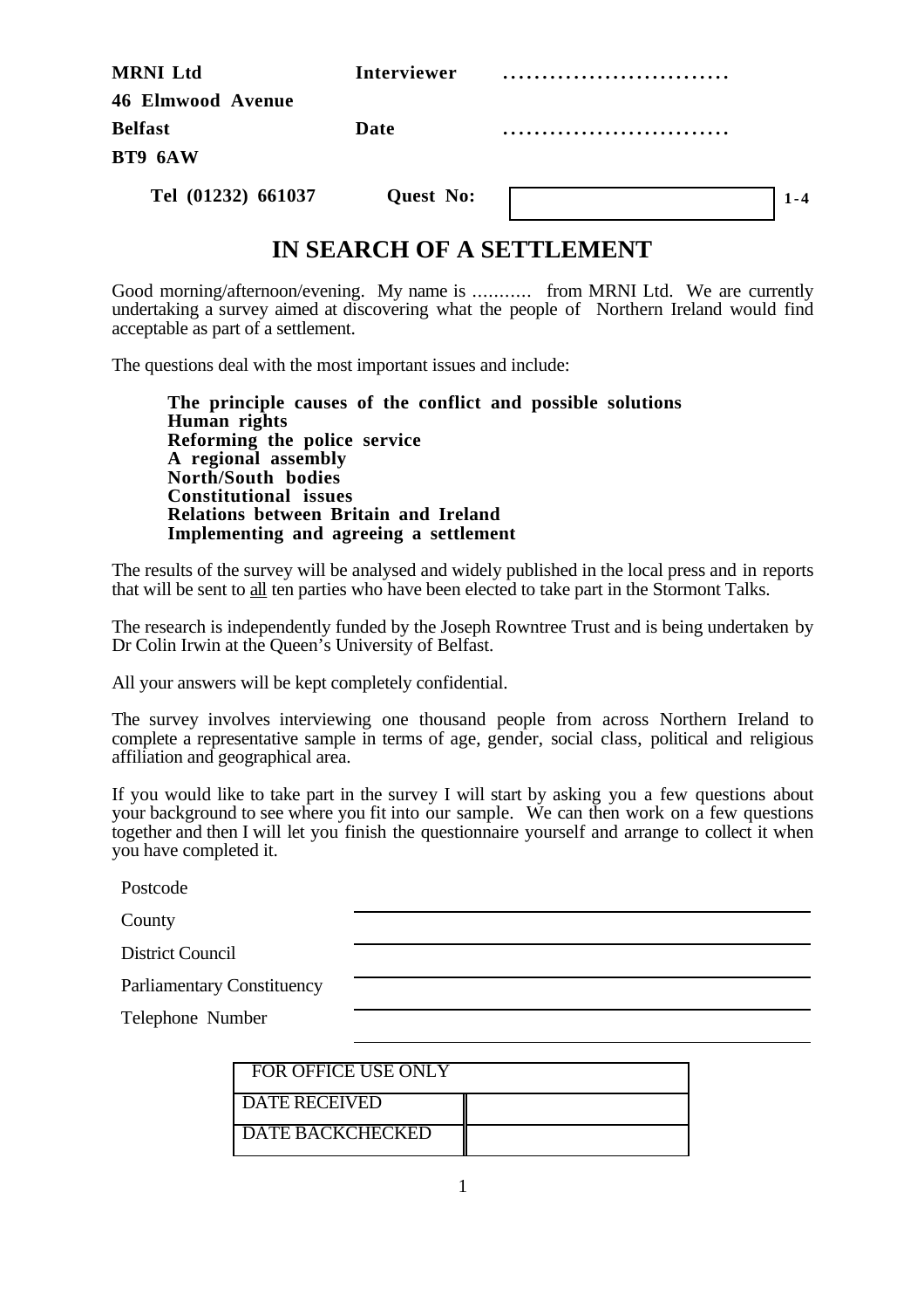| | | | |
|---|---|---|---|
| **MRNI Ltd** | **Interviewer** | ............................ | |
| **46 Elmwood Avenue** | | | |
| **Belfast** | **Date** | ............................ | |
| **BT9 6AW** | | | |
| **Tel (01232) 661037** | **Quest No:** | | **1-4** |

# IN SEARCH OF A SETTLEMENT

Good morning/afternoon/evening. My name is ........... from MRNI Ltd. We are currently undertaking a survey aimed at discovering what the people of Northern Ireland would find acceptable as part of a settlement.

The questions deal with the most important issues and include:

**The principle causes of the conflict and possible solutions**
**Human rights**
**Reforming the police service**
**A regional assembly**
**North/South bodies**
**Constitutional issues**
**Relations between Britain and Ireland**
**Implementing and agreeing a settlement**

The results of the survey will be analysed and widely published in the local press and in reports that will be sent to all ten parties who have been elected to take part in the Stormont Talks.

The research is independently funded by the Joseph Rowntree Trust and is being undertaken by Dr Colin Irwin at the Queen's University of Belfast.

All your answers will be kept completely confidential.

The survey involves interviewing one thousand people from across Northern Ireland to complete a representative sample in terms of age, gender, social class, political and religious affiliation and geographical area.

If you would like to take part in the survey I will start by asking you a few questions about your background to see where you fit into our sample. We can then work on a few questions together and then I will let you finish the questionnaire yourself and arrange to collect it when you have completed it.

Postcode \_\_\_\_\_\_\_\_\_\_\_\_\_\_\_\_\_\_\_\_

County \_\_\_\_\_\_\_\_\_\_\_\_\_\_\_\_\_\_\_\_

District Council \_\_\_\_\_\_\_\_\_\_\_\_\_\_\_\_\_\_\_\_

Parliamentary Constituency \_\_\_\_\_\_\_\_\_\_\_\_\_\_\_\_\_\_\_\_

Telephone Number \_\_\_\_\_\_\_\_\_\_\_\_\_\_\_\_\_\_\_\_

| FOR OFFICE USE ONLY | |
|---|---|
| DATE RECEIVED | |
| DATE BACKCHECKED | |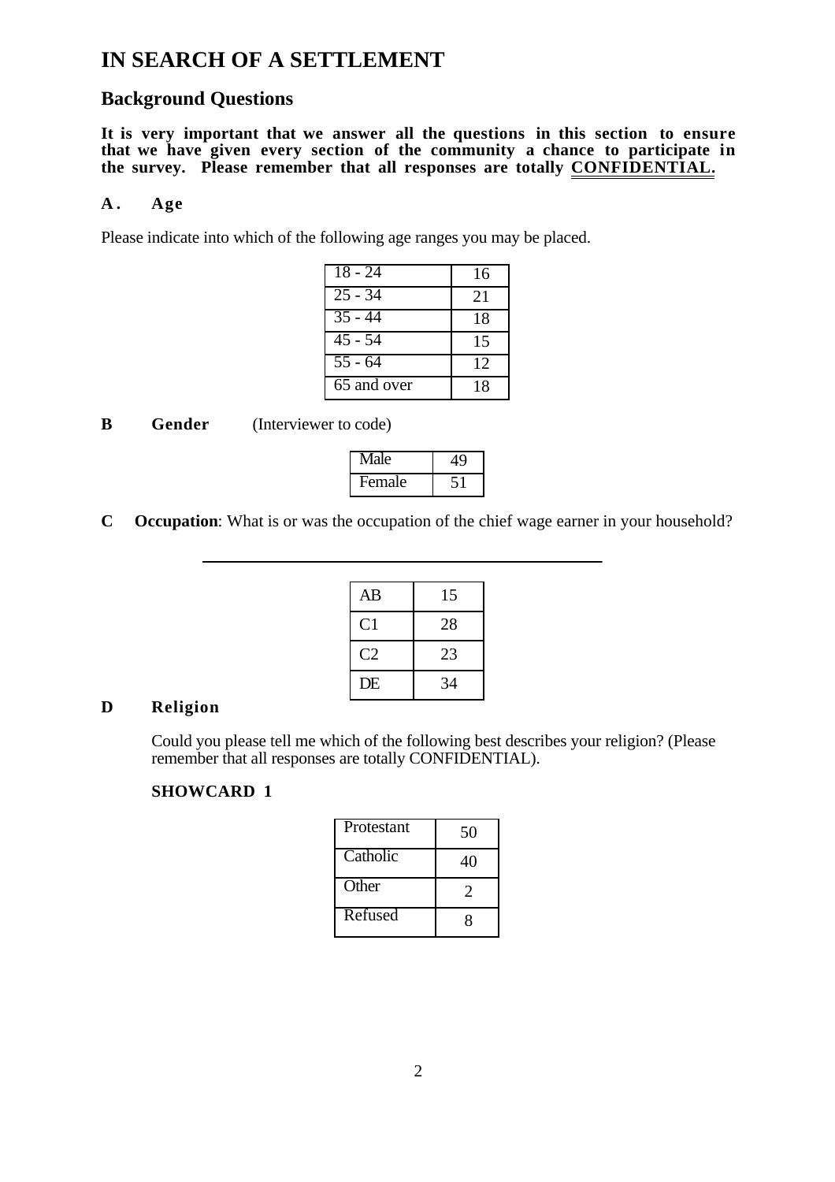# IN SEARCH OF A SETTLEMENT

## Background Questions

**It is very important that we answer all the questions in this section to ensure that we have given every section of the community a chance to participate in the survey. Please remember that all responses are totally CONFIDENTIAL.**

### A. Age

Please indicate into which of the following age ranges you may be placed.

| | |
|---|---|
| 18 - 24 | 16 |
| 25 - 34 | 21 |
| 35 - 44 | 18 |
| 45 - 54 | 15 |
| 55 - 64 | 12 |
| 65 and over | 18 |

### B Gender (Interviewer to code)

| | |
|---|---|
| Male | 49 |
| Female | 51 |

**C Occupation**: What is or was the occupation of the chief wage earner in your household?

_______________________________________________

| | |
|---|---|
| AB | 15 |
| C1 | 28 |
| C2 | 23 |
| DE | 34 |

### D Religion

Could you please tell me which of the following best describes your religion? (Please remember that all responses are totally CONFIDENTIAL).

**SHOWCARD 1**

| | |
|---|---|
| Protestant | 50 |
| Catholic | 40 |
| Other | 2 |
| Refused | 8 |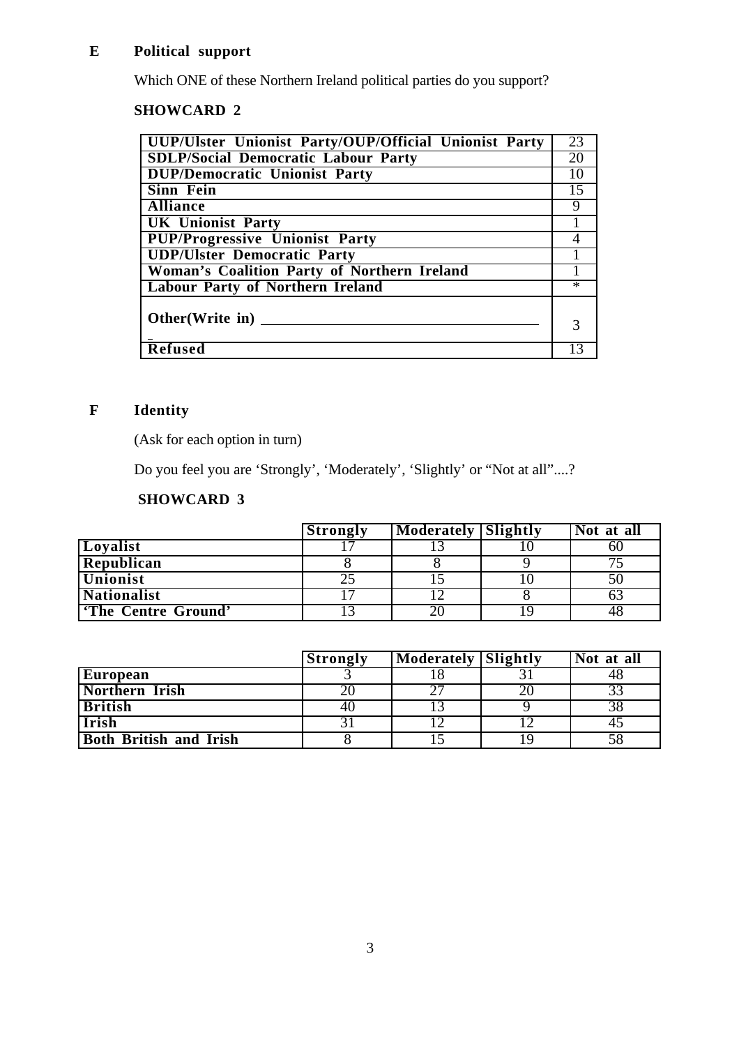## E Political support

Which ONE of these Northern Ireland political parties do you support?

**SHOWCARD 2**

| | |
|---|---|
| **UUP/Ulster Unionist Party/OUP/Official Unionist Party** | 23 |
| **SDLP/Social Democratic Labour Party** | 20 |
| **DUP/Democratic Unionist Party** | 10 |
| **Sinn Fein** | 15 |
| **Alliance** | 9 |
| **UK Unionist Party** | 1 |
| **PUP/Progressive Unionist Party** | 4 |
| **UDP/Ulster Democratic Party** | 1 |
| **Woman's Coalition Party of Northern Ireland** | 1 |
| **Labour Party of Northern Ireland** | * |
| **Other(Write in)** ____________________ | 3 |
| **Refused** | 13 |

## F Identity

(Ask for each option in turn)

Do you feel you are 'Strongly', 'Moderately', 'Slightly' or "Not at all"....?

**SHOWCARD 3**

| | **Strongly** | **Moderately** | **Slightly** | **Not at all** |
|---|---|---|---|---|
| **Loyalist** | 17 | 13 | 10 | 60 |
| **Republican** | 8 | 8 | 9 | 75 |
| **Unionist** | 25 | 15 | 10 | 50 |
| **Nationalist** | 17 | 12 | 8 | 63 |
| **'The Centre Ground'** | 13 | 20 | 19 | 48 |

| | **Strongly** | **Moderately** | **Slightly** | **Not at all** |
|---|---|---|---|---|
| **European** | 3 | 18 | 31 | 48 |
| **Northern Irish** | 20 | 27 | 20 | 33 |
| **British** | 40 | 13 | 9 | 38 |
| **Irish** | 31 | 12 | 12 | 45 |
| **Both British and Irish** | 8 | 15 | 19 | 58 |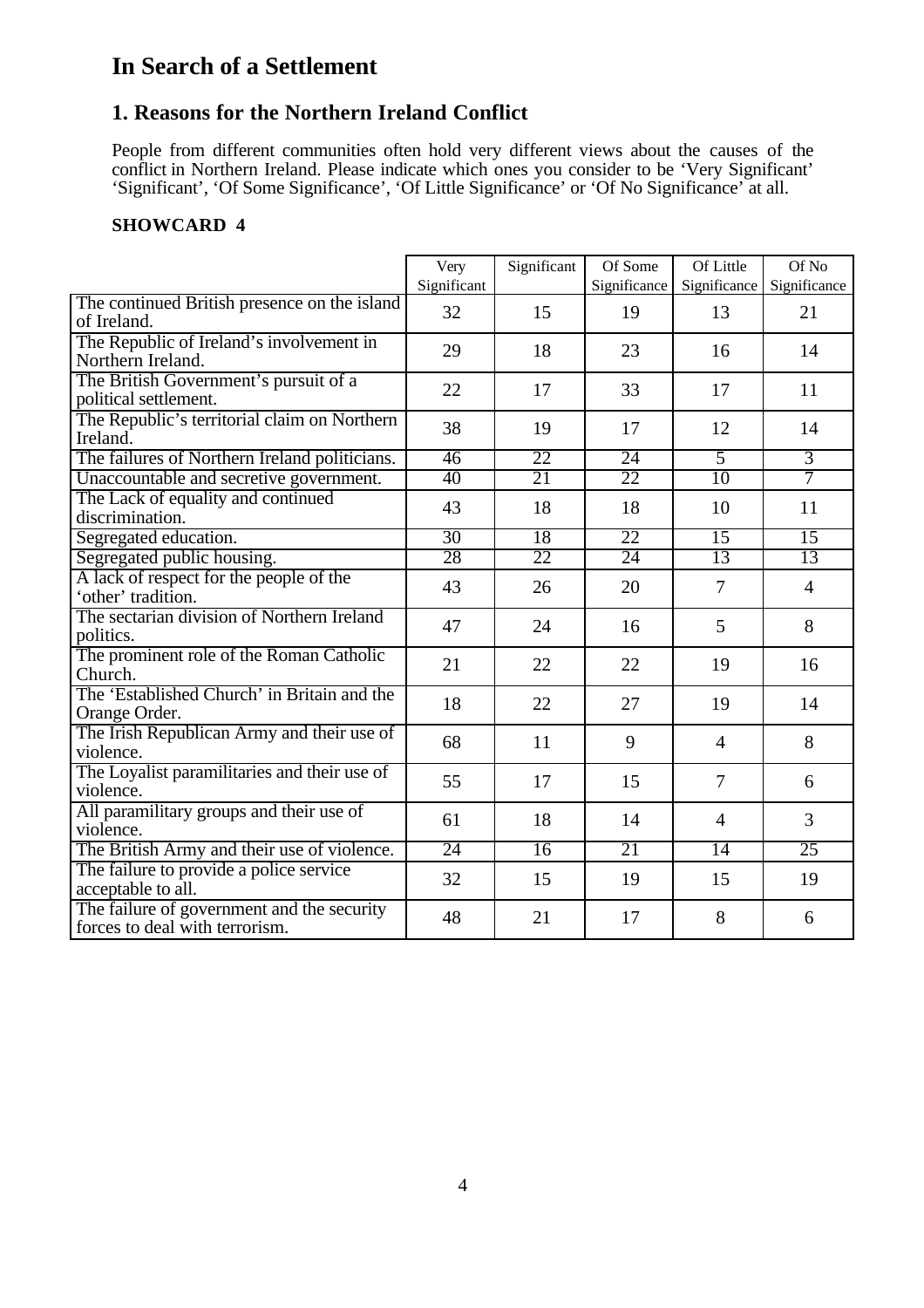# In Search of a Settlement

## 1. Reasons for the Northern Ireland Conflict

People from different communities often hold very different views about the causes of the conflict in Northern Ireland. Please indicate which ones you consider to be 'Very Significant' 'Significant', 'Of Some Significance', 'Of Little Significance' or 'Of No Significance' at all.

**SHOWCARD 4**

| | Very Significant | Significant | Of Some Significance | Of Little Significance | Of No Significance |
|---|---|---|---|---|---|
| The continued British presence on the island of Ireland. | 32 | 15 | 19 | 13 | 21 |
| The Republic of Ireland's involvement in Northern Ireland. | 29 | 18 | 23 | 16 | 14 |
| The British Government's pursuit of a political settlement. | 22 | 17 | 33 | 17 | 11 |
| The Republic's territorial claim on Northern Ireland. | 38 | 19 | 17 | 12 | 14 |
| The failures of Northern Ireland politicians. | 46 | 22 | 24 | 5 | 3 |
| Unaccountable and secretive government. | 40 | 21 | 22 | 10 | 7 |
| The Lack of equality and continued discrimination. | 43 | 18 | 18 | 10 | 11 |
| Segregated education. | 30 | 18 | 22 | 15 | 15 |
| Segregated public housing. | 28 | 22 | 24 | 13 | 13 |
| A lack of respect for the people of the 'other' tradition. | 43 | 26 | 20 | 7 | 4 |
| The sectarian division of Northern Ireland politics. | 47 | 24 | 16 | 5 | 8 |
| The prominent role of the Roman Catholic Church. | 21 | 22 | 22 | 19 | 16 |
| The 'Established Church' in Britain and the Orange Order. | 18 | 22 | 27 | 19 | 14 |
| The Irish Republican Army and their use of violence. | 68 | 11 | 9 | 4 | 8 |
| The Loyalist paramilitaries and their use of violence. | 55 | 17 | 15 | 7 | 6 |
| All paramilitary groups and their use of violence. | 61 | 18 | 14 | 4 | 3 |
| The British Army and their use of violence. | 24 | 16 | 21 | 14 | 25 |
| The failure to provide a police service acceptable to all. | 32 | 15 | 19 | 15 | 19 |
| The failure of government and the security forces to deal with terrorism. | 48 | 21 | 17 | 8 | 6 |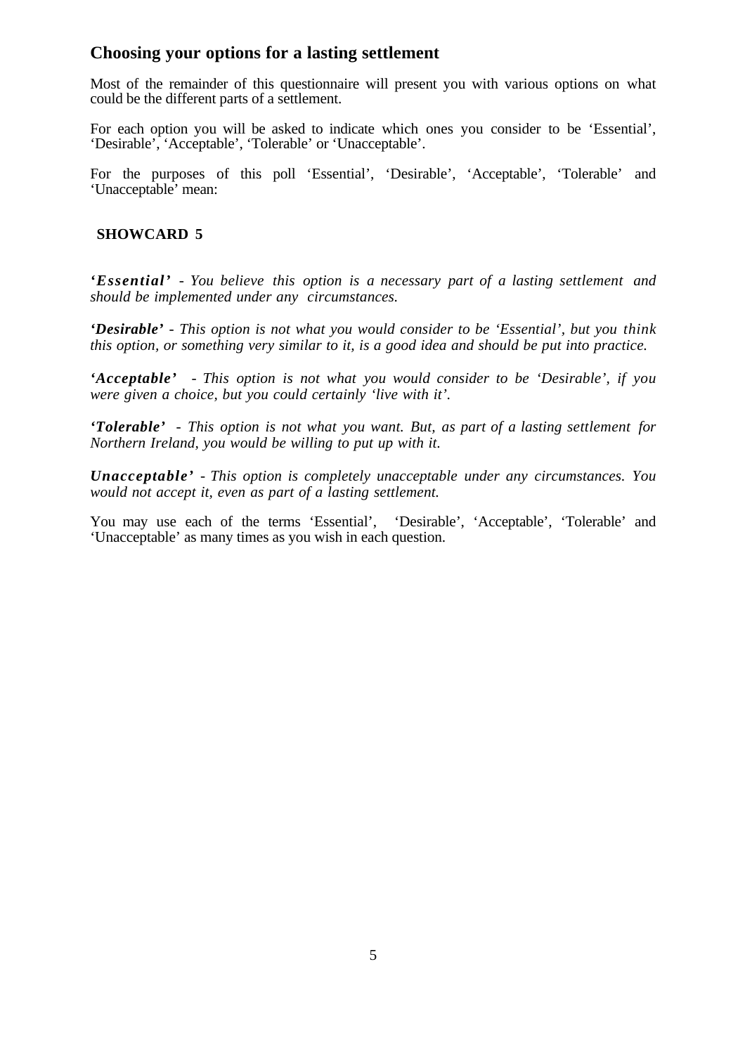## Choosing your options for a lasting settlement

Most of the remainder of this questionnaire will present you with various options on what could be the different parts of a settlement.

For each option you will be asked to indicate which ones you consider to be 'Essential', 'Desirable', 'Acceptable', 'Tolerable' or 'Unacceptable'.

For the purposes of this poll 'Essential', 'Desirable', 'Acceptable', 'Tolerable' and 'Unacceptable' mean:

**SHOWCARD 5**

***'Essential'*** *- You believe this option is a necessary part of a lasting settlement and should be implemented under any circumstances.*

***'Desirable'*** *- This option is not what you would consider to be 'Essential', but you think this option, or something very similar to it, is a good idea and should be put into practice.*

***'Acceptable'*** *- This option is not what you would consider to be 'Desirable', if you were given a choice, but you could certainly 'live with it'.*

***'Tolerable'*** *- This option is not what you want. But, as part of a lasting settlement for Northern Ireland, you would be willing to put up with it.*

***Unacceptable'*** *- This option is completely unacceptable under any circumstances. You would not accept it, even as part of a lasting settlement.*

You may use each of the terms 'Essential', 'Desirable', 'Acceptable', 'Tolerable' and 'Unacceptable' as many times as you wish in each question.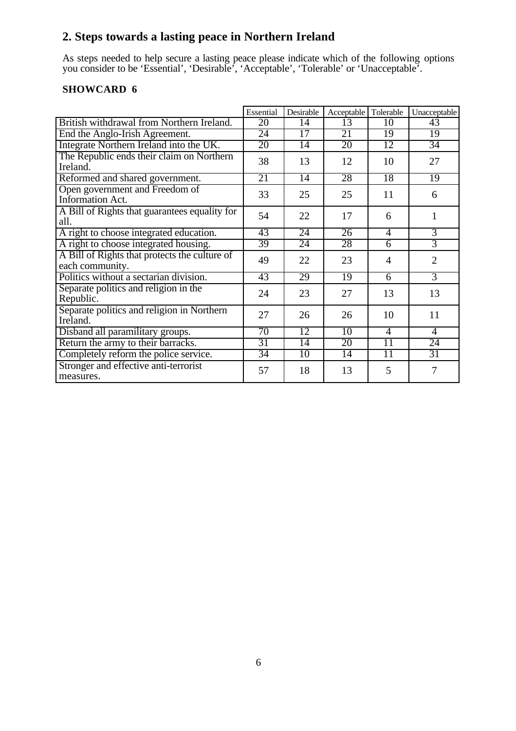## 2. Steps towards a lasting peace in Northern Ireland

As steps needed to help secure a lasting peace please indicate which of the following options you consider to be 'Essential', 'Desirable', 'Acceptable', 'Tolerable' or 'Unacceptable'.

**SHOWCARD 6**

| | Essential | Desirable | Acceptable | Tolerable | Unacceptable |
|---|---|---|---|---|---|
| British withdrawal from Northern Ireland. | 20 | 14 | 13 | 10 | 43 |
| End the Anglo-Irish Agreement. | 24 | 17 | 21 | 19 | 19 |
| Integrate Northern Ireland into the UK. | 20 | 14 | 20 | 12 | 34 |
| The Republic ends their claim on Northern Ireland. | 38 | 13 | 12 | 10 | 27 |
| Reformed and shared government. | 21 | 14 | 28 | 18 | 19 |
| Open government and Freedom of Information Act. | 33 | 25 | 25 | 11 | 6 |
| A Bill of Rights that guarantees equality for all. | 54 | 22 | 17 | 6 | 1 |
| A right to choose integrated education. | 43 | 24 | 26 | 4 | 3 |
| A right to choose integrated housing. | 39 | 24 | 28 | 6 | 3 |
| A Bill of Rights that protects the culture of each community. | 49 | 22 | 23 | 4 | 2 |
| Politics without a sectarian division. | 43 | 29 | 19 | 6 | 3 |
| Separate politics and religion in the Republic. | 24 | 23 | 27 | 13 | 13 |
| Separate politics and religion in Northern Ireland. | 27 | 26 | 26 | 10 | 11 |
| Disband all paramilitary groups. | 70 | 12 | 10 | 4 | 4 |
| Return the army to their barracks. | 31 | 14 | 20 | 11 | 24 |
| Completely reform the police service. | 34 | 10 | 14 | 11 | 31 |
| Stronger and effective anti-terrorist measures. | 57 | 18 | 13 | 5 | 7 |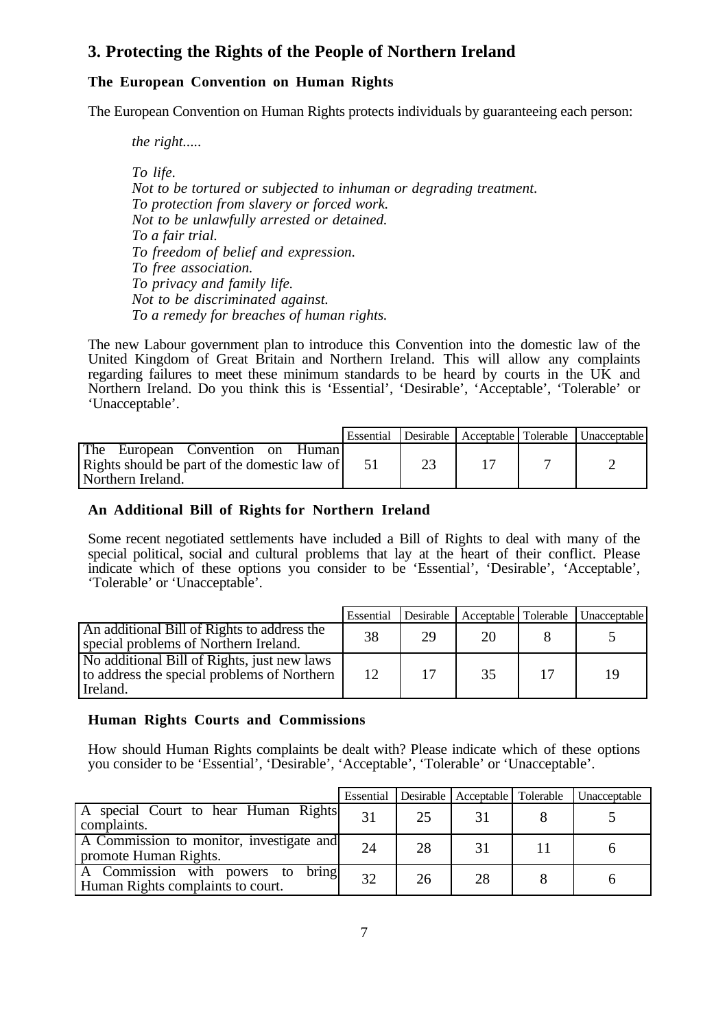## 3. Protecting the Rights of the People of Northern Ireland

### The European Convention on Human Rights

The European Convention on Human Rights protects individuals by guaranteeing each person:

*the right.....*

*To life.*
*Not to be tortured or subjected to inhuman or degrading treatment.*
*To protection from slavery or forced work.*
*Not to be unlawfully arrested or detained.*
*To a fair trial.*
*To freedom of belief and expression.*
*To free association.*
*To privacy and family life.*
*Not to be discriminated against.*
*To a remedy for breaches of human rights.*

The new Labour government plan to introduce this Convention into the domestic law of the United Kingdom of Great Britain and Northern Ireland. This will allow any complaints regarding failures to meet these minimum standards to be heard by courts in the UK and Northern Ireland. Do you think this is 'Essential', 'Desirable', 'Acceptable', 'Tolerable' or 'Unacceptable'.

| | Essential | Desirable | Acceptable | Tolerable | Unacceptable |
|---|---|---|---|---|---|
| The European Convention on Human Rights should be part of the domestic law of Northern Ireland. | 51 | 23 | 17 | 7 | 2 |

### An Additional Bill of Rights for Northern Ireland

Some recent negotiated settlements have included a Bill of Rights to deal with many of the special political, social and cultural problems that lay at the heart of their conflict. Please indicate which of these options you consider to be 'Essential', 'Desirable', 'Acceptable', 'Tolerable' or 'Unacceptable'.

| | Essential | Desirable | Acceptable | Tolerable | Unacceptable |
|---|---|---|---|---|---|
| An additional Bill of Rights to address the special problems of Northern Ireland. | 38 | 29 | 20 | 8 | 5 |
| No additional Bill of Rights, just new laws to address the special problems of Northern Ireland. | 12 | 17 | 35 | 17 | 19 |

### Human Rights Courts and Commissions

How should Human Rights complaints be dealt with? Please indicate which of these options you consider to be 'Essential', 'Desirable', 'Acceptable', 'Tolerable' or 'Unacceptable'.

| | Essential | Desirable | Acceptable | Tolerable | Unacceptable |
|---|---|---|---|---|---|
| A special Court to hear Human Rights complaints. | 31 | 25 | 31 | 8 | 5 |
| A Commission to monitor, investigate and promote Human Rights. | 24 | 28 | 31 | 11 | 6 |
| A Commission with powers to bring Human Rights complaints to court. | 32 | 26 | 28 | 8 | 6 |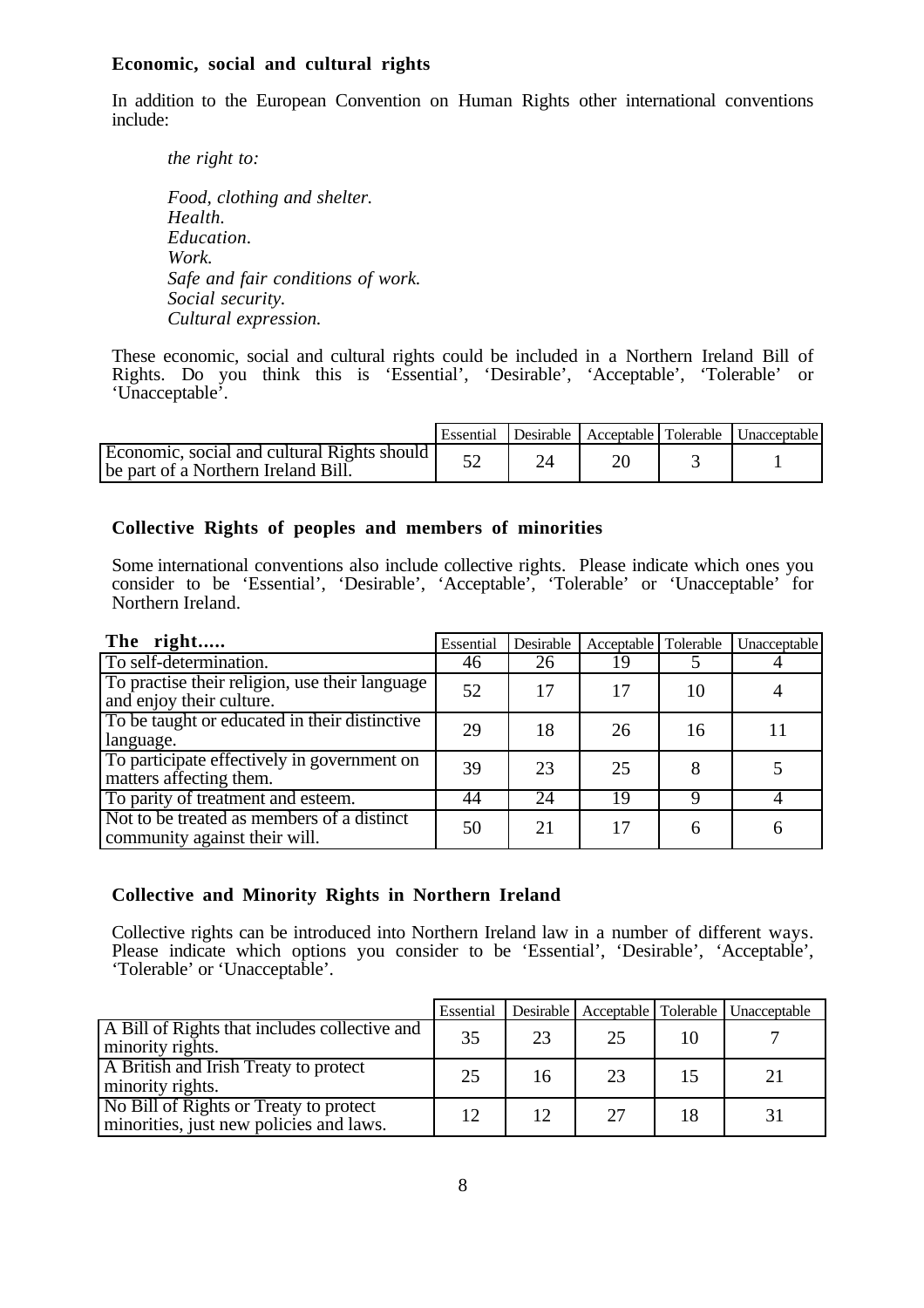### Economic, social and cultural rights

In addition to the European Convention on Human Rights other international conventions include:

*the right to:*

*Food, clothing and shelter.*
*Health.*
*Education.*
*Work.*
*Safe and fair conditions of work.*
*Social security.*
*Cultural expression.*

These economic, social and cultural rights could be included in a Northern Ireland Bill of Rights. Do you think this is 'Essential', 'Desirable', 'Acceptable', 'Tolerable' or 'Unacceptable'.

| | Essential | Desirable | Acceptable | Tolerable | Unacceptable |
|---|---|---|---|---|---|
| Economic, social and cultural Rights should be part of a Northern Ireland Bill. | 52 | 24 | 20 | 3 | 1 |

### Collective Rights of peoples and members of minorities

Some international conventions also include collective rights. Please indicate which ones you consider to be 'Essential', 'Desirable', 'Acceptable', 'Tolerable' or 'Unacceptable' for Northern Ireland.

| **The right.....** | Essential | Desirable | Acceptable | Tolerable | Unacceptable |
|---|---|---|---|---|---|
| To self-determination. | 46 | 26 | 19 | 5 | 4 |
| To practise their religion, use their language and enjoy their culture. | 52 | 17 | 17 | 10 | 4 |
| To be taught or educated in their distinctive language. | 29 | 18 | 26 | 16 | 11 |
| To participate effectively in government on matters affecting them. | 39 | 23 | 25 | 8 | 5 |
| To parity of treatment and esteem. | 44 | 24 | 19 | 9 | 4 |
| Not to be treated as members of a distinct community against their will. | 50 | 21 | 17 | 6 | 6 |

### Collective and Minority Rights in Northern Ireland

Collective rights can be introduced into Northern Ireland law in a number of different ways. Please indicate which options you consider to be 'Essential', 'Desirable', 'Acceptable', 'Tolerable' or 'Unacceptable'.

| | Essential | Desirable | Acceptable | Tolerable | Unacceptable |
|---|---|---|---|---|---|
| A Bill of Rights that includes collective and minority rights. | 35 | 23 | 25 | 10 | 7 |
| A British and Irish Treaty to protect minority rights. | 25 | 16 | 23 | 15 | 21 |
| No Bill of Rights or Treaty to protect minorities, just new policies and laws. | 12 | 12 | 27 | 18 | 31 |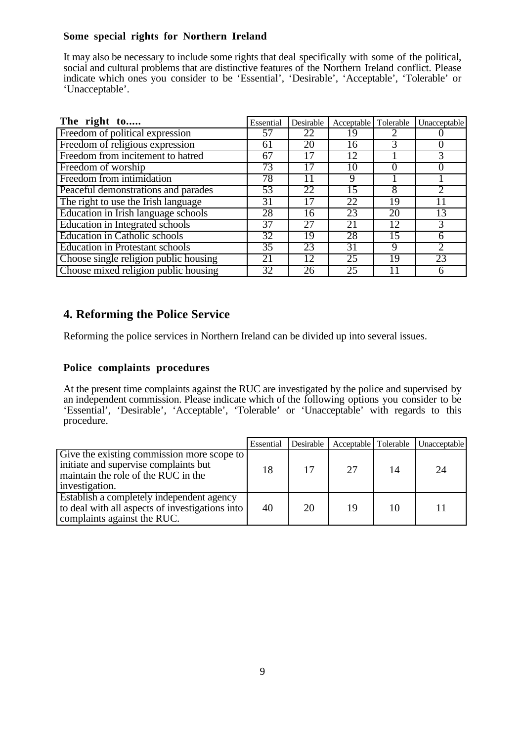### Some special rights for Northern Ireland

It may also be necessary to include some rights that deal specifically with some of the political, social and cultural problems that are distinctive features of the Northern Ireland conflict. Please indicate which ones you consider to be 'Essential', 'Desirable', 'Acceptable', 'Tolerable' or 'Unacceptable'.

| The right to..... | Essential | Desirable | Acceptable | Tolerable | Unacceptable |
|---|---|---|---|---|---|
| Freedom of political expression | 57 | 22 | 19 | 2 | 0 |
| Freedom of religious expression | 61 | 20 | 16 | 3 | 0 |
| Freedom from incitement to hatred | 67 | 17 | 12 | 1 | 3 |
| Freedom of worship | 73 | 17 | 10 | 0 | 0 |
| Freedom from intimidation | 78 | 11 | 9 | 1 | 1 |
| Peaceful demonstrations and parades | 53 | 22 | 15 | 8 | 2 |
| The right to use the Irish language | 31 | 17 | 22 | 19 | 11 |
| Education in Irish language schools | 28 | 16 | 23 | 20 | 13 |
| Education in Integrated schools | 37 | 27 | 21 | 12 | 3 |
| Education in Catholic schools | 32 | 19 | 28 | 15 | 6 |
| Education in Protestant schools | 35 | 23 | 31 | 9 | 2 |
| Choose single religion public housing | 21 | 12 | 25 | 19 | 23 |
| Choose mixed religion public housing | 32 | 26 | 25 | 11 | 6 |

## 4. Reforming the Police Service

Reforming the police services in Northern Ireland can be divided up into several issues.

### Police complaints procedures

At the present time complaints against the RUC are investigated by the police and supervised by an independent commission. Please indicate which of the following options you consider to be 'Essential', 'Desirable', 'Acceptable', 'Tolerable' or 'Unacceptable' with regards to this procedure.

| | Essential | Desirable | Acceptable | Tolerable | Unacceptable |
|---|---|---|---|---|---|
| Give the existing commission more scope to initiate and supervise complaints but maintain the role of the RUC in the investigation. | 18 | 17 | 27 | 14 | 24 |
| Establish a completely independent agency to deal with all aspects of investigations into complaints against the RUC. | 40 | 20 | 19 | 10 | 11 |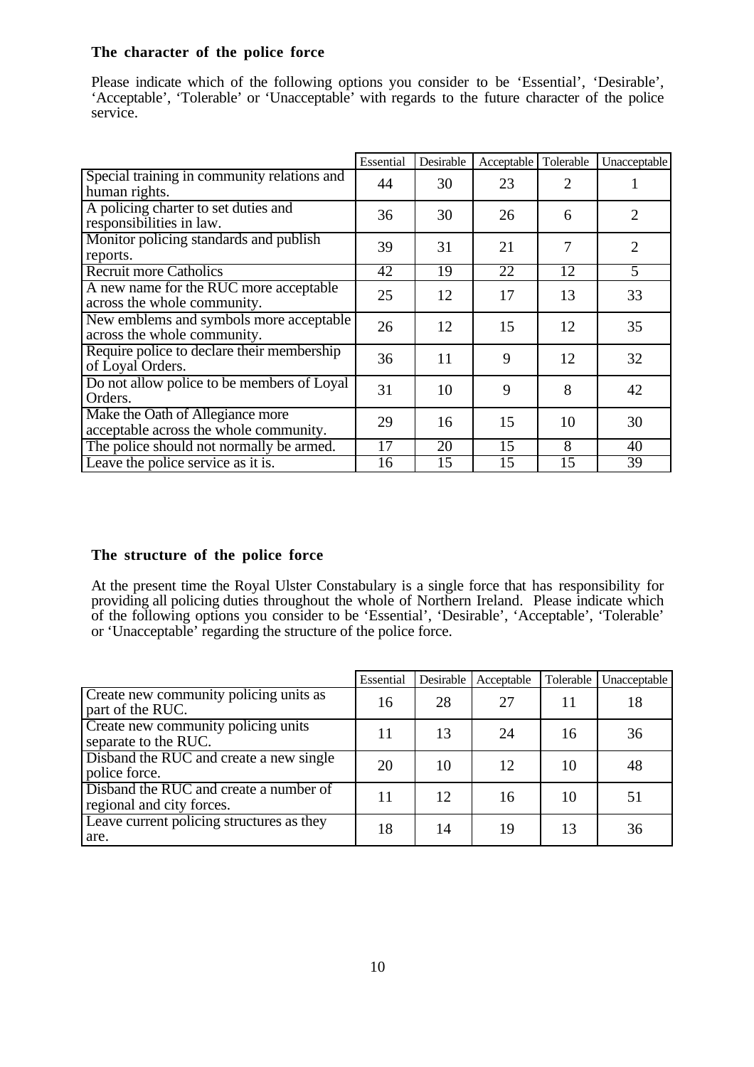### The character of the police force

Please indicate which of the following options you consider to be 'Essential', 'Desirable', 'Acceptable', 'Tolerable' or 'Unacceptable' with regards to the future character of the police service.

| | Essential | Desirable | Acceptable | Tolerable | Unacceptable |
|---|---|---|---|---|---|
| Special training in community relations and human rights. | 44 | 30 | 23 | 2 | 1 |
| A policing charter to set duties and responsibilities in law. | 36 | 30 | 26 | 6 | 2 |
| Monitor policing standards and publish reports. | 39 | 31 | 21 | 7 | 2 |
| Recruit more Catholics | 42 | 19 | 22 | 12 | 5 |
| A new name for the RUC more acceptable across the whole community. | 25 | 12 | 17 | 13 | 33 |
| New emblems and symbols more acceptable across the whole community. | 26 | 12 | 15 | 12 | 35 |
| Require police to declare their membership of Loyal Orders. | 36 | 11 | 9 | 12 | 32 |
| Do not allow police to be members of Loyal Orders. | 31 | 10 | 9 | 8 | 42 |
| Make the Oath of Allegiance more acceptable across the whole community. | 29 | 16 | 15 | 10 | 30 |
| The police should not normally be armed. | 17 | 20 | 15 | 8 | 40 |
| Leave the police service as it is. | 16 | 15 | 15 | 15 | 39 |

### The structure of the police force

At the present time the Royal Ulster Constabulary is a single force that has responsibility for providing all policing duties throughout the whole of Northern Ireland. Please indicate which of the following options you consider to be 'Essential', 'Desirable', 'Acceptable', 'Tolerable' or 'Unacceptable' regarding the structure of the police force.

| | Essential | Desirable | Acceptable | Tolerable | Unacceptable |
|---|---|---|---|---|---|
| Create new community policing units as part of the RUC. | 16 | 28 | 27 | 11 | 18 |
| Create new community policing units separate to the RUC. | 11 | 13 | 24 | 16 | 36 |
| Disband the RUC and create a new single police force. | 20 | 10 | 12 | 10 | 48 |
| Disband the RUC and create a number of regional and city forces. | 11 | 12 | 16 | 10 | 51 |
| Leave current policing structures as they are. | 18 | 14 | 19 | 13 | 36 |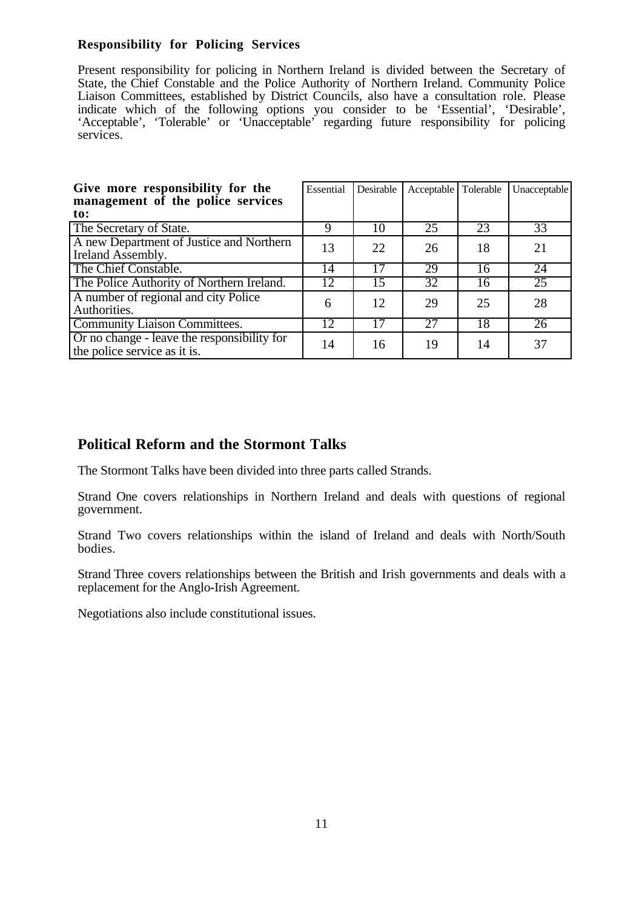### Responsibility for Policing Services

Present responsibility for policing in Northern Ireland is divided between the Secretary of State, the Chief Constable and the Police Authority of Northern Ireland. Community Police Liaison Committees, established by District Councils, also have a consultation role. Please indicate which of the following options you consider to be 'Essential', 'Desirable', 'Acceptable', 'Tolerable' or 'Unacceptable' regarding future responsibility for policing services.

| **Give more responsibility for the management of the police services to:** | Essential | Desirable | Acceptable | Tolerable | Unacceptable |
|---|---|---|---|---|---|
| The Secretary of State. | 9 | 10 | 25 | 23 | 33 |
| A new Department of Justice and Northern Ireland Assembly. | 13 | 22 | 26 | 18 | 21 |
| The Chief Constable. | 14 | 17 | 29 | 16 | 24 |
| The Police Authority of Northern Ireland. | 12 | 15 | 32 | 16 | 25 |
| A number of regional and city Police Authorities. | 6 | 12 | 29 | 25 | 28 |
| Community Liaison Committees. | 12 | 17 | 27 | 18 | 26 |
| Or no change - leave the responsibility for the police service as it is. | 14 | 16 | 19 | 14 | 37 |

## Political Reform and the Stormont Talks

The Stormont Talks have been divided into three parts called Strands.

Strand One covers relationships in Northern Ireland and deals with questions of regional government.

Strand Two covers relationships within the island of Ireland and deals with North/South bodies.

Strand Three covers relationships between the British and Irish governments and deals with a replacement for the Anglo-Irish Agreement.

Negotiations also include constitutional issues.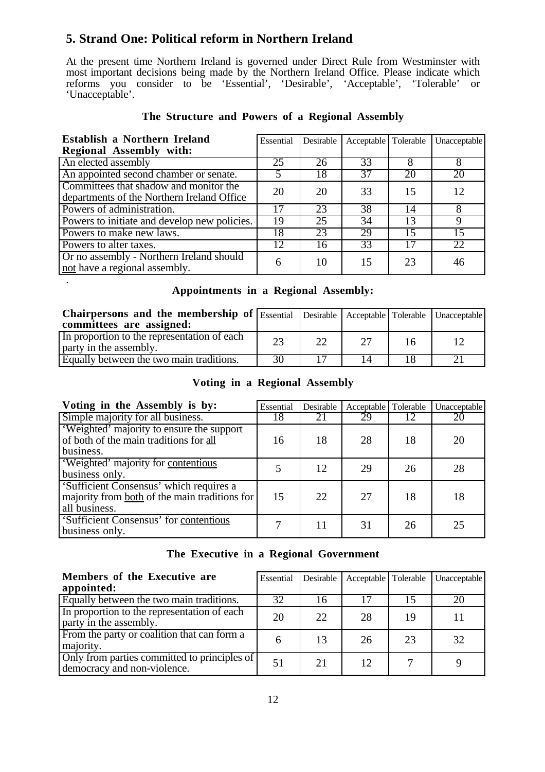## 5. Strand One: Political reform in Northern Ireland

At the present time Northern Ireland is governed under Direct Rule from Westminster with most important decisions being made by the Northern Ireland Office. Please indicate which reforms you consider to be 'Essential', 'Desirable', 'Acceptable', 'Tolerable' or 'Unacceptable'.

### The Structure and Powers of a Regional Assembly

| **Establish a Northern Ireland Regional Assembly with:** | Essential | Desirable | Acceptable | Tolerable | Unacceptable |
|---|---|---|---|---|---|
| An elected assembly | 25 | 26 | 33 | 8 | 8 |
| An appointed second chamber or senate. | 5 | 18 | 37 | 20 | 20 |
| Committees that shadow and monitor the departments of the Northern Ireland Office | 20 | 20 | 33 | 15 | 12 |
| Powers of administration. | 17 | 23 | 38 | 14 | 8 |
| Powers to initiate and develop new policies. | 19 | 25 | 34 | 13 | 9 |
| Powers to make new laws. | 18 | 23 | 29 | 15 | 15 |
| Powers to alter taxes. | 12 | 16 | 33 | 17 | 22 |
| Or no assembly - Northern Ireland should not have a regional assembly. | 6 | 10 | 15 | 23 | 46 |

### Appointments in a Regional Assembly:

| **Chairpersons and the membership of committees are assigned:** | Essential | Desirable | Acceptable | Tolerable | Unacceptable |
|---|---|---|---|---|---|
| In proportion to the representation of each party in the assembly. | 23 | 22 | 27 | 16 | 12 |
| Equally between the two main traditions. | 30 | 17 | 14 | 18 | 21 |

### Voting in a Regional Assembly

| **Voting in the Assembly is by:** | Essential | Desirable | Acceptable | Tolerable | Unacceptable |
|---|---|---|---|---|---|
| Simple majority for all business. | 18 | 21 | 29 | 12 | 20 |
| 'Weighted' majority to ensure the support of both of the main traditions for all business. | 16 | 18 | 28 | 18 | 20 |
| 'Weighted' majority for contentious business only. | 5 | 12 | 29 | 26 | 28 |
| 'Sufficient Consensus' which requires a majority from both of the main traditions for all business. | 15 | 22 | 27 | 18 | 18 |
| 'Sufficient Consensus' for contentious business only. | 7 | 11 | 31 | 26 | 25 |

### The Executive in a Regional Government

| **Members of the Executive are appointed:** | Essential | Desirable | Acceptable | Tolerable | Unacceptable |
|---|---|---|---|---|---|
| Equally between the two main traditions. | 32 | 16 | 17 | 15 | 20 |
| In proportion to the representation of each party in the assembly. | 20 | 22 | 28 | 19 | 11 |
| From the party or coalition that can form a majority. | 6 | 13 | 26 | 23 | 32 |
| Only from parties committed to principles of democracy and non-violence. | 51 | 21 | 12 | 7 | 9 |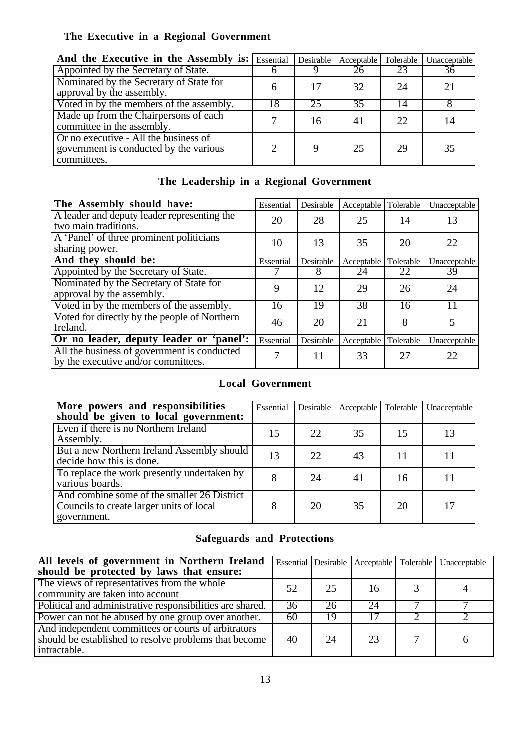### The Executive in a Regional Government

| And the Executive in the Assembly is: | Essential | Desirable | Acceptable | Tolerable | Unacceptable |
|---|---|---|---|---|---|
| Appointed by the Secretary of State. | 6 | 9 | 26 | 23 | 36 |
| Nominated by the Secretary of State for approval by the assembly. | 6 | 17 | 32 | 24 | 21 |
| Voted in by the members of the assembly. | 18 | 25 | 35 | 14 | 8 |
| Made up from the Chairpersons of each committee in the assembly. | 7 | 16 | 41 | 22 | 14 |
| Or no executive - All the business of government is conducted by the various committees. | 2 | 9 | 25 | 29 | 35 |

### The Leadership in a Regional Government

| The Assembly should have: | Essential | Desirable | Acceptable | Tolerable | Unacceptable |
|---|---|---|---|---|---|
| A leader and deputy leader representing the two main traditions. | 20 | 28 | 25 | 14 | 13 |
| A 'Panel' of three prominent politicians sharing power. | 10 | 13 | 35 | 20 | 22 |
| **And they should be:** | Essential | Desirable | Acceptable | Tolerable | Unacceptable |
| Appointed by the Secretary of State. | 7 | 8 | 24 | 22 | 39 |
| Nominated by the Secretary of State for approval by the assembly. | 9 | 12 | 29 | 26 | 24 |
| Voted in by the members of the assembly. | 16 | 19 | 38 | 16 | 11 |
| Voted for directly by the people of Northern Ireland. | 46 | 20 | 21 | 8 | 5 |
| **Or no leader, deputy leader or 'panel':** | Essential | Desirable | Acceptable | Tolerable | Unacceptable |
| All the business of government is conducted by the executive and/or committees. | 7 | 11 | 33 | 27 | 22 |

### Local Government

| More powers and responsibilities should be given to local government: | Essential | Desirable | Acceptable | Tolerable | Unacceptable |
|---|---|---|---|---|---|
| Even if there is no Northern Ireland Assembly. | 15 | 22 | 35 | 15 | 13 |
| But a new Northern Ireland Assembly should decide how this is done. | 13 | 22 | 43 | 11 | 11 |
| To replace the work presently undertaken by various boards. | 8 | 24 | 41 | 16 | 11 |
| And combine some of the smaller 26 District Councils to create larger units of local government. | 8 | 20 | 35 | 20 | 17 |

### Safeguards and Protections

| All levels of government in Northern Ireland should be protected by laws that ensure: | Essential | Desirable | Acceptable | Tolerable | Unacceptable |
|---|---|---|---|---|---|
| The views of representatives from the whole community are taken into account | 52 | 25 | 16 | 3 | 4 |
| Political and administrative responsibilities are shared. | 36 | 26 | 24 | 7 | 7 |
| Power can not be abused by one group over another. | 60 | 19 | 17 | 2 | 2 |
| And independent committees or courts of arbitrators should be established to resolve problems that become intractable. | 40 | 24 | 23 | 7 | 6 |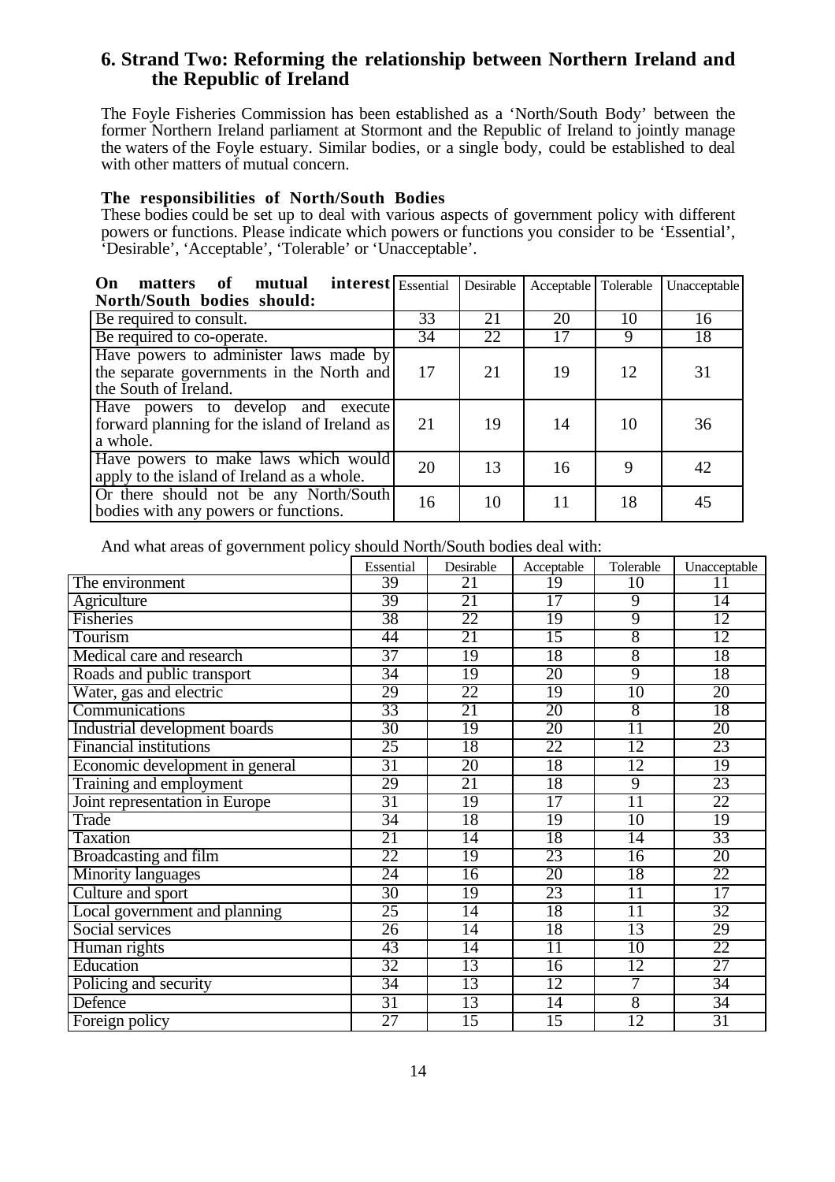## 6. Strand Two: Reforming the relationship between Northern Ireland and the Republic of Ireland

The Foyle Fisheries Commission has been established as a 'North/South Body' between the former Northern Ireland parliament at Stormont and the Republic of Ireland to jointly manage the waters of the Foyle estuary. Similar bodies, or a single body, could be established to deal with other matters of mutual concern.

### The responsibilities of North/South Bodies

These bodies could be set up to deal with various aspects of government policy with different powers or functions. Please indicate which powers or functions you consider to be 'Essential', 'Desirable', 'Acceptable', 'Tolerable' or 'Unacceptable'.

| On matters of mutual interest North/South bodies should: | Essential | Desirable | Acceptable | Tolerable | Unacceptable |
|---|---|---|---|---|---|
| Be required to consult. | 33 | 21 | 20 | 10 | 16 |
| Be required to co-operate. | 34 | 22 | 17 | 9 | 18 |
| Have powers to administer laws made by the separate governments in the North and the South of Ireland. | 17 | 21 | 19 | 12 | 31 |
| Have powers to develop and execute forward planning for the island of Ireland as a whole. | 21 | 19 | 14 | 10 | 36 |
| Have powers to make laws which would apply to the island of Ireland as a whole. | 20 | 13 | 16 | 9 | 42 |
| Or there should not be any North/South bodies with any powers or functions. | 16 | 10 | 11 | 18 | 45 |

And what areas of government policy should North/South bodies deal with:

| | Essential | Desirable | Acceptable | Tolerable | Unacceptable |
|---|---|---|---|---|---|
| The environment | 39 | 21 | 19 | 10 | 11 |
| Agriculture | 39 | 21 | 17 | 9 | 14 |
| Fisheries | 38 | 22 | 19 | 9 | 12 |
| Tourism | 44 | 21 | 15 | 8 | 12 |
| Medical care and research | 37 | 19 | 18 | 8 | 18 |
| Roads and public transport | 34 | 19 | 20 | 9 | 18 |
| Water, gas and electric | 29 | 22 | 19 | 10 | 20 |
| Communications | 33 | 21 | 20 | 8 | 18 |
| Industrial development boards | 30 | 19 | 20 | 11 | 20 |
| Financial institutions | 25 | 18 | 22 | 12 | 23 |
| Economic development in general | 31 | 20 | 18 | 12 | 19 |
| Training and employment | 29 | 21 | 18 | 9 | 23 |
| Joint representation in Europe | 31 | 19 | 17 | 11 | 22 |
| Trade | 34 | 18 | 19 | 10 | 19 |
| Taxation | 21 | 14 | 18 | 14 | 33 |
| Broadcasting and film | 22 | 19 | 23 | 16 | 20 |
| Minority languages | 24 | 16 | 20 | 18 | 22 |
| Culture and sport | 30 | 19 | 23 | 11 | 17 |
| Local government and planning | 25 | 14 | 18 | 11 | 32 |
| Social services | 26 | 14 | 18 | 13 | 29 |
| Human rights | 43 | 14 | 11 | 10 | 22 |
| Education | 32 | 13 | 16 | 12 | 27 |
| Policing and security | 34 | 13 | 12 | 7 | 34 |
| Defence | 31 | 13 | 14 | 8 | 34 |
| Foreign policy | 27 | 15 | 15 | 12 | 31 |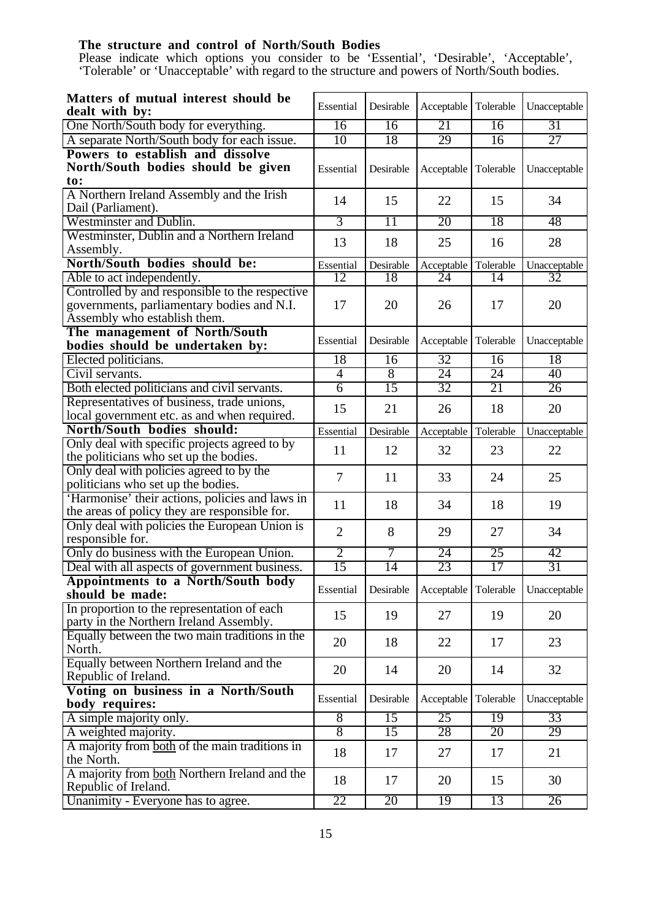**The structure and control of North/South Bodies**

Please indicate which options you consider to be 'Essential', 'Desirable', 'Acceptable', 'Tolerable' or 'Unacceptable' with regard to the structure and powers of North/South bodies.

| **Matters of mutual interest should be dealt with by:** | Essential | Desirable | Acceptable | Tolerable | Unacceptable |
|---|---|---|---|---|---|
| One North/South body for everything. | 16 | 16 | 21 | 16 | 31 |
| A separate North/South body for each issue. | 10 | 18 | 29 | 16 | 27 |
| **Powers to establish and dissolve North/South bodies should be given to:** | Essential | Desirable | Acceptable | Tolerable | Unacceptable |
| A Northern Ireland Assembly and the Irish Dail (Parliament). | 14 | 15 | 22 | 15 | 34 |
| Westminster and Dublin. | 3 | 11 | 20 | 18 | 48 |
| Westminster, Dublin and a Northern Ireland Assembly. | 13 | 18 | 25 | 16 | 28 |
| **North/South bodies should be:** | Essential | Desirable | Acceptable | Tolerable | Unacceptable |
| Able to act independently. | 12 | 18 | 24 | 14 | 32 |
| Controlled by and responsible to the respective governments, parliamentary bodies and N.I. Assembly who establish them. | 17 | 20 | 26 | 17 | 20 |
| **The management of North/South bodies should be undertaken by:** | Essential | Desirable | Acceptable | Tolerable | Unacceptable |
| Elected politicians. | 18 | 16 | 32 | 16 | 18 |
| Civil servants. | 4 | 8 | 24 | 24 | 40 |
| Both elected politicians and civil servants. | 6 | 15 | 32 | 21 | 26 |
| Representatives of business, trade unions, local government etc. as and when required. | 15 | 21 | 26 | 18 | 20 |
| **North/South bodies should:** | Essential | Desirable | Acceptable | Tolerable | Unacceptable |
| Only deal with specific projects agreed to by the politicians who set up the bodies. | 11 | 12 | 32 | 23 | 22 |
| Only deal with policies agreed to by the politicians who set up the bodies. | 7 | 11 | 33 | 24 | 25 |
| 'Harmonise' their actions, policies and laws in the areas of policy they are responsible for. | 11 | 18 | 34 | 18 | 19 |
| Only deal with policies the European Union is responsible for. | 2 | 8 | 29 | 27 | 34 |
| Only do business with the European Union. | 2 | 7 | 24 | 25 | 42 |
| Deal with all aspects of government business. | 15 | 14 | 23 | 17 | 31 |
| **Appointments to a North/South body should be made:** | Essential | Desirable | Acceptable | Tolerable | Unacceptable |
| In proportion to the representation of each party in the Northern Ireland Assembly. | 15 | 19 | 27 | 19 | 20 |
| Equally between the two main traditions in the North. | 20 | 18 | 22 | 17 | 23 |
| Equally between Northern Ireland and the Republic of Ireland. | 20 | 14 | 20 | 14 | 32 |
| **Voting on business in a North/South body requires:** | Essential | Desirable | Acceptable | Tolerable | Unacceptable |
| A simple majority only. | 8 | 15 | 25 | 19 | 33 |
| A weighted majority. | 8 | 15 | 28 | 20 | 29 |
| A majority from both of the main traditions in the North. | 18 | 17 | 27 | 17 | 21 |
| A majority from both Northern Ireland and the Republic of Ireland. | 18 | 17 | 20 | 15 | 30 |
| Unanimity - Everyone has to agree. | 22 | 20 | 19 | 13 | 26 |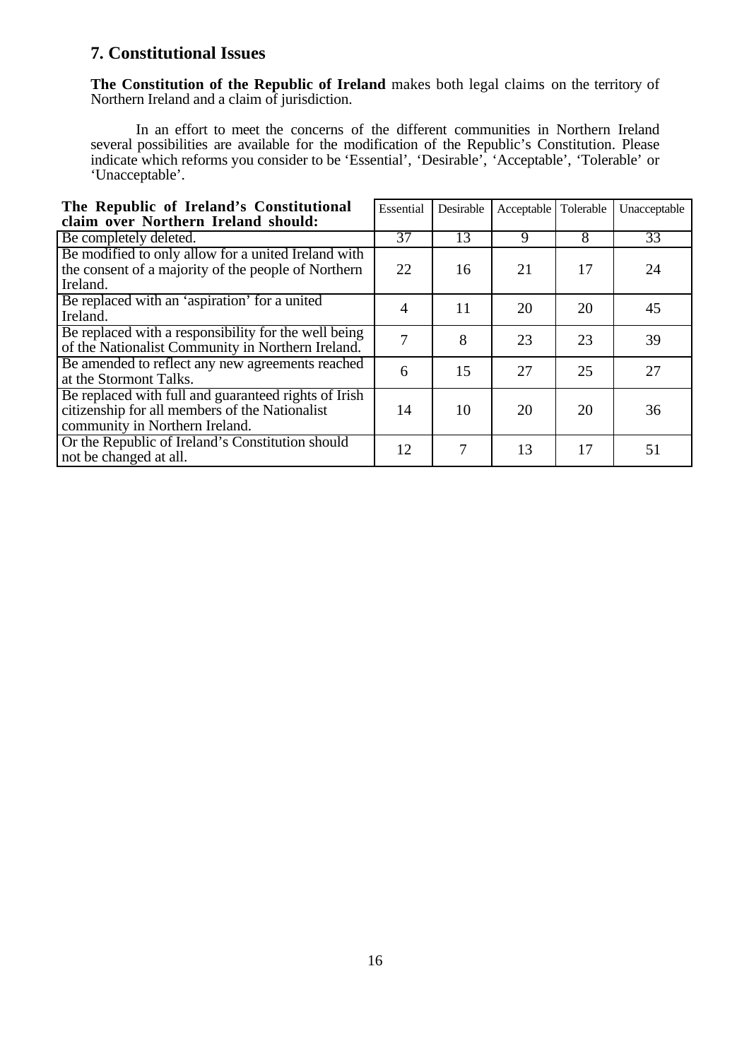## 7. Constitutional Issues

**The Constitution of the Republic of Ireland** makes both legal claims on the territory of Northern Ireland and a claim of jurisdiction.

In an effort to meet the concerns of the different communities in Northern Ireland several possibilities are available for the modification of the Republic's Constitution. Please indicate which reforms you consider to be 'Essential', 'Desirable', 'Acceptable', 'Tolerable' or 'Unacceptable'.

| **The Republic of Ireland's Constitutional claim over Northern Ireland should:** | Essential | Desirable | Acceptable | Tolerable | Unacceptable |
|---|---|---|---|---|---|
| Be completely deleted. | 37 | 13 | 9 | 8 | 33 |
| Be modified to only allow for a united Ireland with the consent of a majority of the people of Northern Ireland. | 22 | 16 | 21 | 17 | 24 |
| Be replaced with an 'aspiration' for a united Ireland. | 4 | 11 | 20 | 20 | 45 |
| Be replaced with a responsibility for the well being of the Nationalist Community in Northern Ireland. | 7 | 8 | 23 | 23 | 39 |
| Be amended to reflect any new agreements reached at the Stormont Talks. | 6 | 15 | 27 | 25 | 27 |
| Be replaced with full and guaranteed rights of Irish citizenship for all members of the Nationalist community in Northern Ireland. | 14 | 10 | 20 | 20 | 36 |
| Or the Republic of Ireland's Constitution should not be changed at all. | 12 | 7 | 13 | 17 | 51 |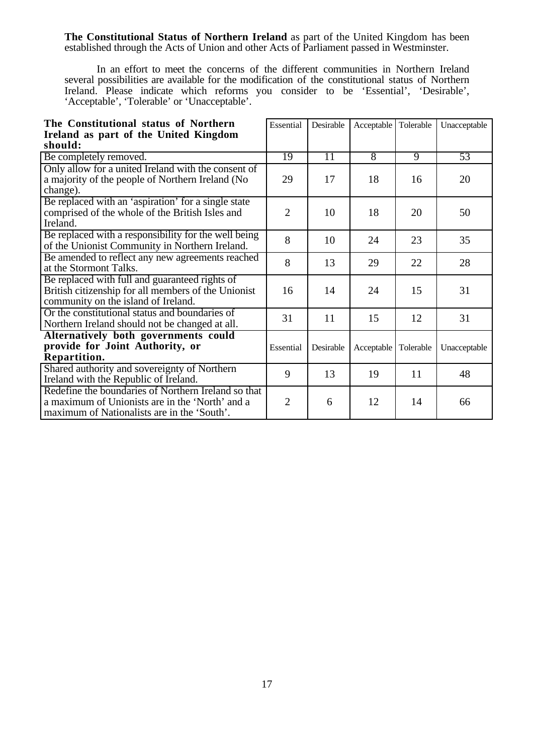**The Constitutional Status of Northern Ireland** as part of the United Kingdom has been established through the Acts of Union and other Acts of Parliament passed in Westminster.

In an effort to meet the concerns of the different communities in Northern Ireland several possibilities are available for the modification of the constitutional status of Northern Ireland. Please indicate which reforms you consider to be 'Essential', 'Desirable', 'Acceptable', 'Tolerable' or 'Unacceptable'.

| **The Constitutional status of Northern Ireland as part of the United Kingdom should:** | Essential | Desirable | Acceptable | Tolerable | Unacceptable |
|---|---|---|---|---|---|
| Be completely removed. | 19 | 11 | 8 | 9 | 53 |
| Only allow for a united Ireland with the consent of a majority of the people of Northern Ireland (No change). | 29 | 17 | 18 | 16 | 20 |
| Be replaced with an 'aspiration' for a single state comprised of the whole of the British Isles and Ireland. | 2 | 10 | 18 | 20 | 50 |
| Be replaced with a responsibility for the well being of the Unionist Community in Northern Ireland. | 8 | 10 | 24 | 23 | 35 |
| Be amended to reflect any new agreements reached at the Stormont Talks. | 8 | 13 | 29 | 22 | 28 |
| Be replaced with full and guaranteed rights of British citizenship for all members of the Unionist community on the island of Ireland. | 16 | 14 | 24 | 15 | 31 |
| Or the constitutional status and boundaries of Northern Ireland should not be changed at all. | 31 | 11 | 15 | 12 | 31 |
| **Alternatively both governments could provide for Joint Authority, or Repartition.** | Essential | Desirable | Acceptable | Tolerable | Unacceptable |
| Shared authority and sovereignty of Northern Ireland with the Republic of Ireland. | 9 | 13 | 19 | 11 | 48 |
| Redefine the boundaries of Northern Ireland so that a maximum of Unionists are in the 'North' and a maximum of Nationalists are in the 'South'. | 2 | 6 | 12 | 14 | 66 |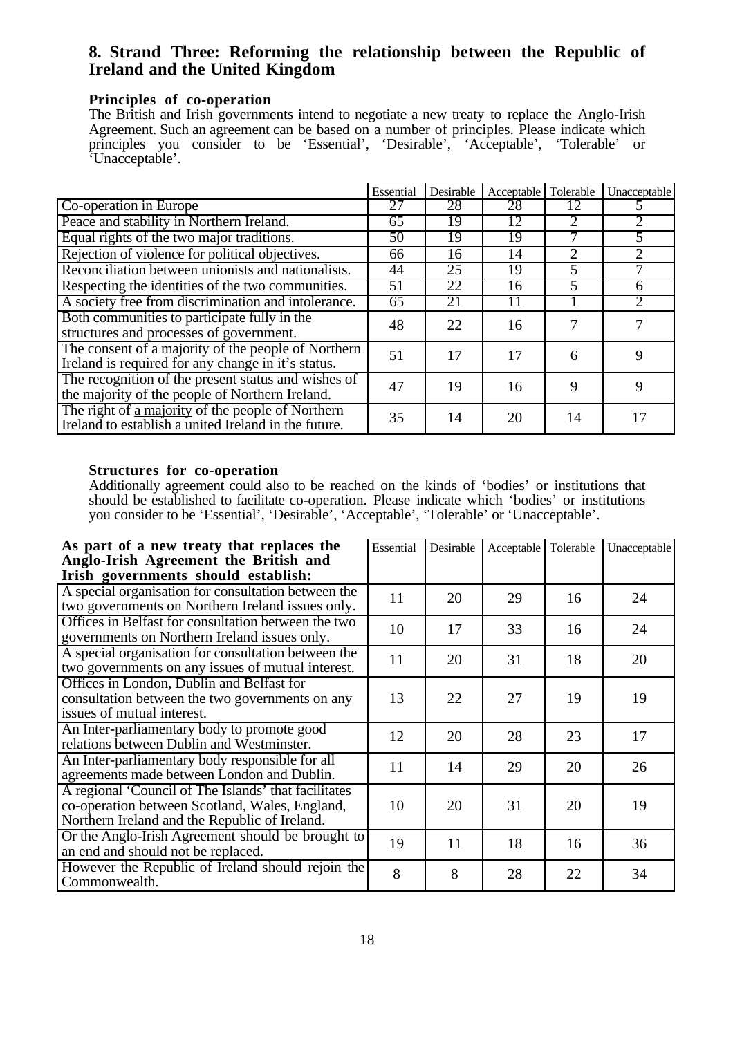## 8. Strand Three: Reforming the relationship between the Republic of Ireland and the United Kingdom

**Principles of co-operation**

The British and Irish governments intend to negotiate a new treaty to replace the Anglo-Irish Agreement. Such an agreement can be based on a number of principles. Please indicate which principles you consider to be 'Essential', 'Desirable', 'Acceptable', 'Tolerable' or 'Unacceptable'.

| | Essential | Desirable | Acceptable | Tolerable | Unacceptable |
|---|---|---|---|---|---|
| Co-operation in Europe | 27 | 28 | 28 | 12 | 5 |
| Peace and stability in Northern Ireland. | 65 | 19 | 12 | 2 | 2 |
| Equal rights of the two major traditions. | 50 | 19 | 19 | 7 | 5 |
| Rejection of violence for political objectives. | 66 | 16 | 14 | 2 | 2 |
| Reconciliation between unionists and nationalists. | 44 | 25 | 19 | 5 | 7 |
| Respecting the identities of the two communities. | 51 | 22 | 16 | 5 | 6 |
| A society free from discrimination and intolerance. | 65 | 21 | 11 | 1 | 2 |
| Both communities to participate fully in the structures and processes of government. | 48 | 22 | 16 | 7 | 7 |
| The consent of a majority of the people of Northern Ireland is required for any change in it's status. | 51 | 17 | 17 | 6 | 9 |
| The recognition of the present status and wishes of the majority of the people of Northern Ireland. | 47 | 19 | 16 | 9 | 9 |
| The right of a majority of the people of Northern Ireland to establish a united Ireland in the future. | 35 | 14 | 20 | 14 | 17 |

**Structures for co-operation**

Additionally agreement could also to be reached on the kinds of 'bodies' or institutions that should be established to facilitate co-operation. Please indicate which 'bodies' or institutions you consider to be 'Essential', 'Desirable', 'Acceptable', 'Tolerable' or 'Unacceptable'.

| **As part of a new treaty that replaces the Anglo-Irish Agreement the British and Irish governments should establish:** | Essential | Desirable | Acceptable | Tolerable | Unacceptable |
|---|---|---|---|---|---|
| A special organisation for consultation between the two governments on Northern Ireland issues only. | 11 | 20 | 29 | 16 | 24 |
| Offices in Belfast for consultation between the two governments on Northern Ireland issues only. | 10 | 17 | 33 | 16 | 24 |
| A special organisation for consultation between the two governments on any issues of mutual interest. | 11 | 20 | 31 | 18 | 20 |
| Offices in London, Dublin and Belfast for consultation between the two governments on any issues of mutual interest. | 13 | 22 | 27 | 19 | 19 |
| An Inter-parliamentary body to promote good relations between Dublin and Westminster. | 12 | 20 | 28 | 23 | 17 |
| An Inter-parliamentary body responsible for all agreements made between London and Dublin. | 11 | 14 | 29 | 20 | 26 |
| A regional 'Council of The Islands' that facilitates co-operation between Scotland, Wales, England, Northern Ireland and the Republic of Ireland. | 10 | 20 | 31 | 20 | 19 |
| Or the Anglo-Irish Agreement should be brought to an end and should not be replaced. | 19 | 11 | 18 | 16 | 36 |
| However the Republic of Ireland should rejoin the Commonwealth. | 8 | 8 | 28 | 22 | 34 |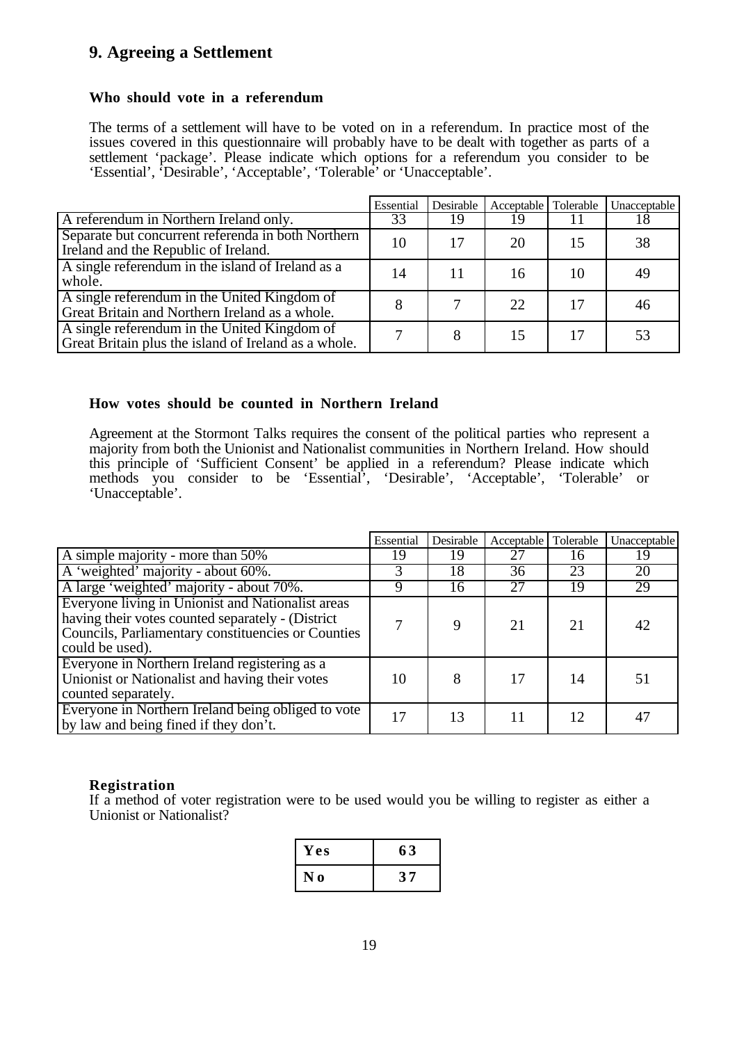## 9. Agreeing a Settlement

### Who should vote in a referendum

The terms of a settlement will have to be voted on in a referendum. In practice most of the issues covered in this questionnaire will probably have to be dealt with together as parts of a settlement 'package'. Please indicate which options for a referendum you consider to be 'Essential', 'Desirable', 'Acceptable', 'Tolerable' or 'Unacceptable'.

| | Essential | Desirable | Acceptable | Tolerable | Unacceptable |
|---|---|---|---|---|---|
| A referendum in Northern Ireland only. | 33 | 19 | 19 | 11 | 18 |
| Separate but concurrent referenda in both Northern Ireland and the Republic of Ireland. | 10 | 17 | 20 | 15 | 38 |
| A single referendum in the island of Ireland as a whole. | 14 | 11 | 16 | 10 | 49 |
| A single referendum in the United Kingdom of Great Britain and Northern Ireland as a whole. | 8 | 7 | 22 | 17 | 46 |
| A single referendum in the United Kingdom of Great Britain plus the island of Ireland as a whole. | 7 | 8 | 15 | 17 | 53 |

### How votes should be counted in Northern Ireland

Agreement at the Stormont Talks requires the consent of the political parties who represent a majority from both the Unionist and Nationalist communities in Northern Ireland. How should this principle of 'Sufficient Consent' be applied in a referendum? Please indicate which methods you consider to be 'Essential', 'Desirable', 'Acceptable', 'Tolerable' or 'Unacceptable'.

| | Essential | Desirable | Acceptable | Tolerable | Unacceptable |
|---|---|---|---|---|---|
| A simple majority - more than 50% | 19 | 19 | 27 | 16 | 19 |
| A 'weighted' majority - about 60%. | 3 | 18 | 36 | 23 | 20 |
| A large 'weighted' majority - about 70%. | 9 | 16 | 27 | 19 | 29 |
| Everyone living in Unionist and Nationalist areas having their votes counted separately - (District Councils, Parliamentary constituencies or Counties could be used). | 7 | 9 | 21 | 21 | 42 |
| Everyone in Northern Ireland registering as a Unionist or Nationalist and having their votes counted separately. | 10 | 8 | 17 | 14 | 51 |
| Everyone in Northern Ireland being obliged to vote by law and being fined if they don't. | 17 | 13 | 11 | 12 | 47 |

### Registration

If a method of voter registration were to be used would you be willing to register as either a Unionist or Nationalist?

| | |
|---|---|
| **Yes** | **63** |
| **No** | **37** |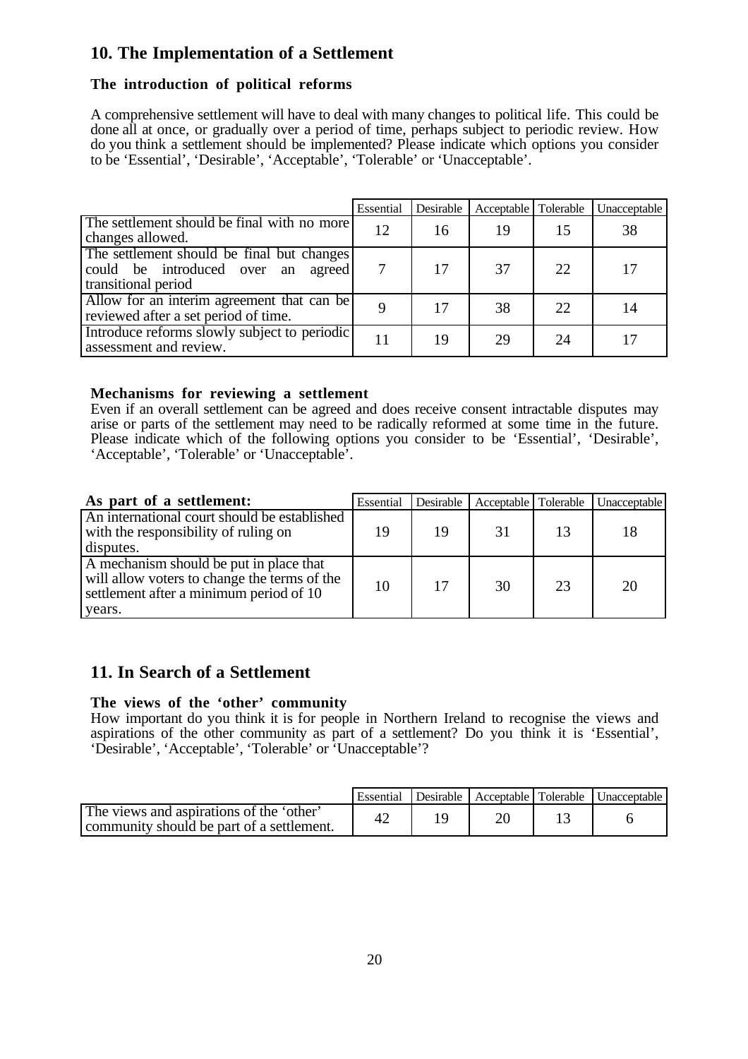## 10. The Implementation of a Settlement

### The introduction of political reforms

A comprehensive settlement will have to deal with many changes to political life. This could be done all at once, or gradually over a period of time, perhaps subject to periodic review. How do you think a settlement should be implemented? Please indicate which options you consider to be 'Essential', 'Desirable', 'Acceptable', 'Tolerable' or 'Unacceptable'.

| | Essential | Desirable | Acceptable | Tolerable | Unacceptable |
|---|---|---|---|---|---|
| The settlement should be final with no more changes allowed. | 12 | 16 | 19 | 15 | 38 |
| The settlement should be final but changes could be introduced over an agreed transitional period | 7 | 17 | 37 | 22 | 17 |
| Allow for an interim agreement that can be reviewed after a set period of time. | 9 | 17 | 38 | 22 | 14 |
| Introduce reforms slowly subject to periodic assessment and review. | 11 | 19 | 29 | 24 | 17 |

### Mechanisms for reviewing a settlement

Even if an overall settlement can be agreed and does receive consent intractable disputes may arise or parts of the settlement may need to be radically reformed at some time in the future. Please indicate which of the following options you consider to be 'Essential', 'Desirable', 'Acceptable', 'Tolerable' or 'Unacceptable'.

| **As part of a settlement:** | Essential | Desirable | Acceptable | Tolerable | Unacceptable |
|---|---|---|---|---|---|
| An international court should be established with the responsibility of ruling on disputes. | 19 | 19 | 31 | 13 | 18 |
| A mechanism should be put in place that will allow voters to change the terms of the settlement after a minimum period of 10 years. | 10 | 17 | 30 | 23 | 20 |

## 11. In Search of a Settlement

### The views of the 'other' community

How important do you think it is for people in Northern Ireland to recognise the views and aspirations of the other community as part of a settlement? Do you think it is 'Essential', 'Desirable', 'Acceptable', 'Tolerable' or 'Unacceptable'?

| | Essential | Desirable | Acceptable | Tolerable | Unacceptable |
|---|---|---|---|---|---|
| The views and aspirations of the 'other' community should be part of a settlement. | 42 | 19 | 20 | 13 | 6 |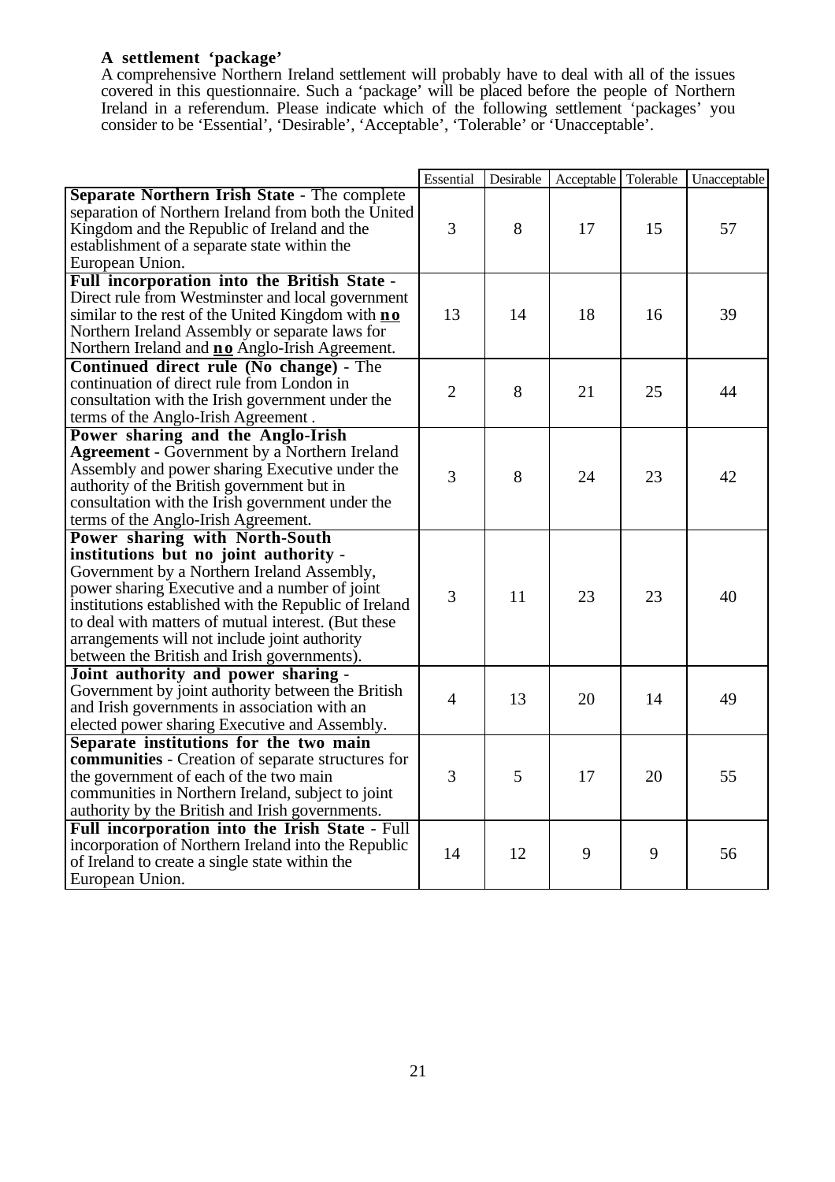### A settlement 'package'

A comprehensive Northern Ireland settlement will probably have to deal with all of the issues covered in this questionnaire. Such a 'package' will be placed before the people of Northern Ireland in a referendum. Please indicate which of the following settlement 'packages' you consider to be 'Essential', 'Desirable', 'Acceptable', 'Tolerable' or 'Unacceptable'.

| | Essential | Desirable | Acceptable | Tolerable | Unacceptable |
|---|---|---|---|---|---|
| **Separate Northern Irish State** - The complete separation of Northern Ireland from both the United Kingdom and the Republic of Ireland and the establishment of a separate state within the European Union. | 3 | 8 | 17 | 15 | 57 |
| **Full incorporation into the British State** - Direct rule from Westminster and local government similar to the rest of the United Kingdom with **no** Northern Ireland Assembly or separate laws for Northern Ireland and **no** Anglo-Irish Agreement. | 13 | 14 | 18 | 16 | 39 |
| **Continued direct rule (No change)** - The continuation of direct rule from London in consultation with the Irish government under the terms of the Anglo-Irish Agreement . | 2 | 8 | 21 | 25 | 44 |
| **Power sharing and the Anglo-Irish Agreement** - Government by a Northern Ireland Assembly and power sharing Executive under the authority of the British government but in consultation with the Irish government under the terms of the Anglo-Irish Agreement. | 3 | 8 | 24 | 23 | 42 |
| **Power sharing with North-South institutions but no joint authority** - Government by a Northern Ireland Assembly, power sharing Executive and a number of joint institutions established with the Republic of Ireland to deal with matters of mutual interest. (But these arrangements will not include joint authority between the British and Irish governments). | 3 | 11 | 23 | 23 | 40 |
| **Joint authority and power sharing** - Government by joint authority between the British and Irish governments in association with an elected power sharing Executive and Assembly. | 4 | 13 | 20 | 14 | 49 |
| **Separate institutions for the two main communities** - Creation of separate structures for the government of each of the two main communities in Northern Ireland, subject to joint authority by the British and Irish governments. | 3 | 5 | 17 | 20 | 55 |
| **Full incorporation into the Irish State** - Full incorporation of Northern Ireland into the Republic of Ireland to create a single state within the European Union. | 14 | 12 | 9 | 9 | 56 |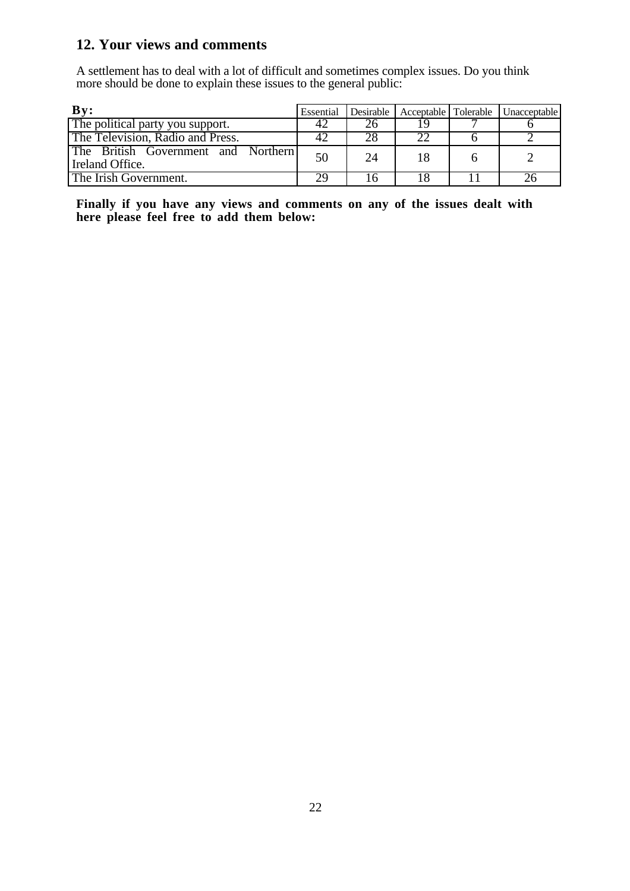## 12. Your views and comments

A settlement has to deal with a lot of difficult and sometimes complex issues. Do you think more should be done to explain these issues to the general public:

| **By:** | Essential | Desirable | Acceptable | Tolerable | Unacceptable |
|---|---|---|---|---|---|
| The political party you support. | 42 | 26 | 19 | 7 | 6 |
| The Television, Radio and Press. | 42 | 28 | 22 | 6 | 2 |
| The British Government and Northern Ireland Office. | 50 | 24 | 18 | 6 | 2 |
| The Irish Government. | 29 | 16 | 18 | 11 | 26 |

**Finally if you have any views and comments on any of the issues dealt with here please feel free to add them below:**